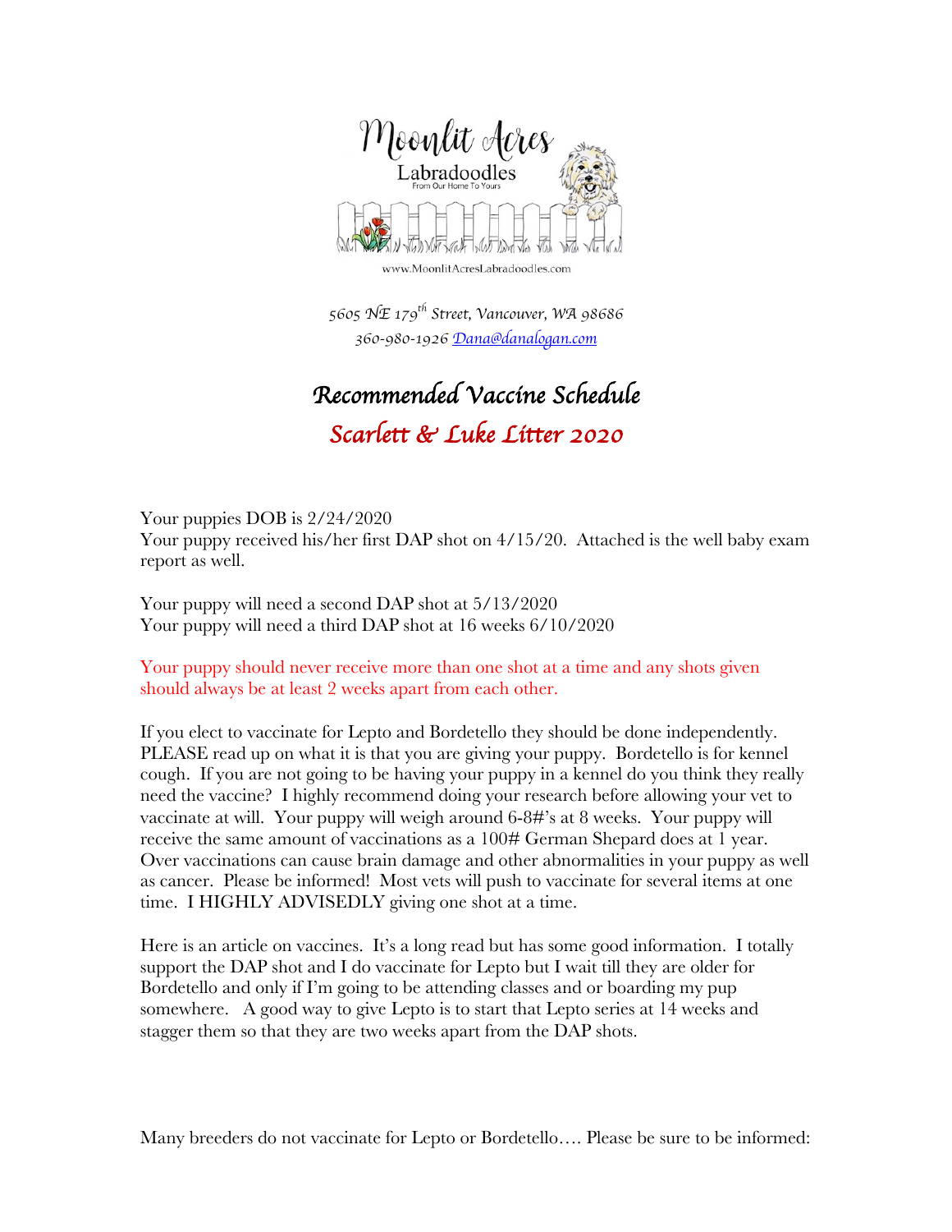Moonlit Acres Labradoodles
From Our Home To Yours

www.MoonlitAcresLabradoodles.com

*5605 NE 179th Street, Vancouver, WA 98686*
*360-980-1926 Dana@danalogan.com*

# *Recommended Vaccine Schedule*

## *Scarlett & Luke Litter 2020*

Your puppies DOB is 2/24/2020
Your puppy received his/her first DAP shot on 4/15/20. Attached is the well baby exam report as well.

Your puppy will need a second DAP shot at 5/13/2020
Your puppy will need a third DAP shot at 16 weeks 6/10/2020

Your puppy should never receive more than one shot at a time and any shots given should always be at least 2 weeks apart from each other.

If you elect to vaccinate for Lepto and Bordetello they should be done independently. PLEASE read up on what it is that you are giving your puppy. Bordetello is for kennel cough. If you are not going to be having your puppy in a kennel do you think they really need the vaccine? I highly recommend doing your research before allowing your vet to vaccinate at will. Your puppy will weigh around 6-8#'s at 8 weeks. Your puppy will receive the same amount of vaccinations as a 100# German Shepard does at 1 year. Over vaccinations can cause brain damage and other abnormalities in your puppy as well as cancer. Please be informed! Most vets will push to vaccinate for several items at one time. I HIGHLY ADVISEDLY giving one shot at a time.

Here is an article on vaccines. It's a long read but has some good information. I totally support the DAP shot and I do vaccinate for Lepto but I wait till they are older for Bordetello and only if I'm going to be attending classes and or boarding my pup somewhere. A good way to give Lepto is to start that Lepto series at 14 weeks and stagger them so that they are two weeks apart from the DAP shots.

Many breeders do not vaccinate for Lepto or Bordetello…. Please be sure to be informed: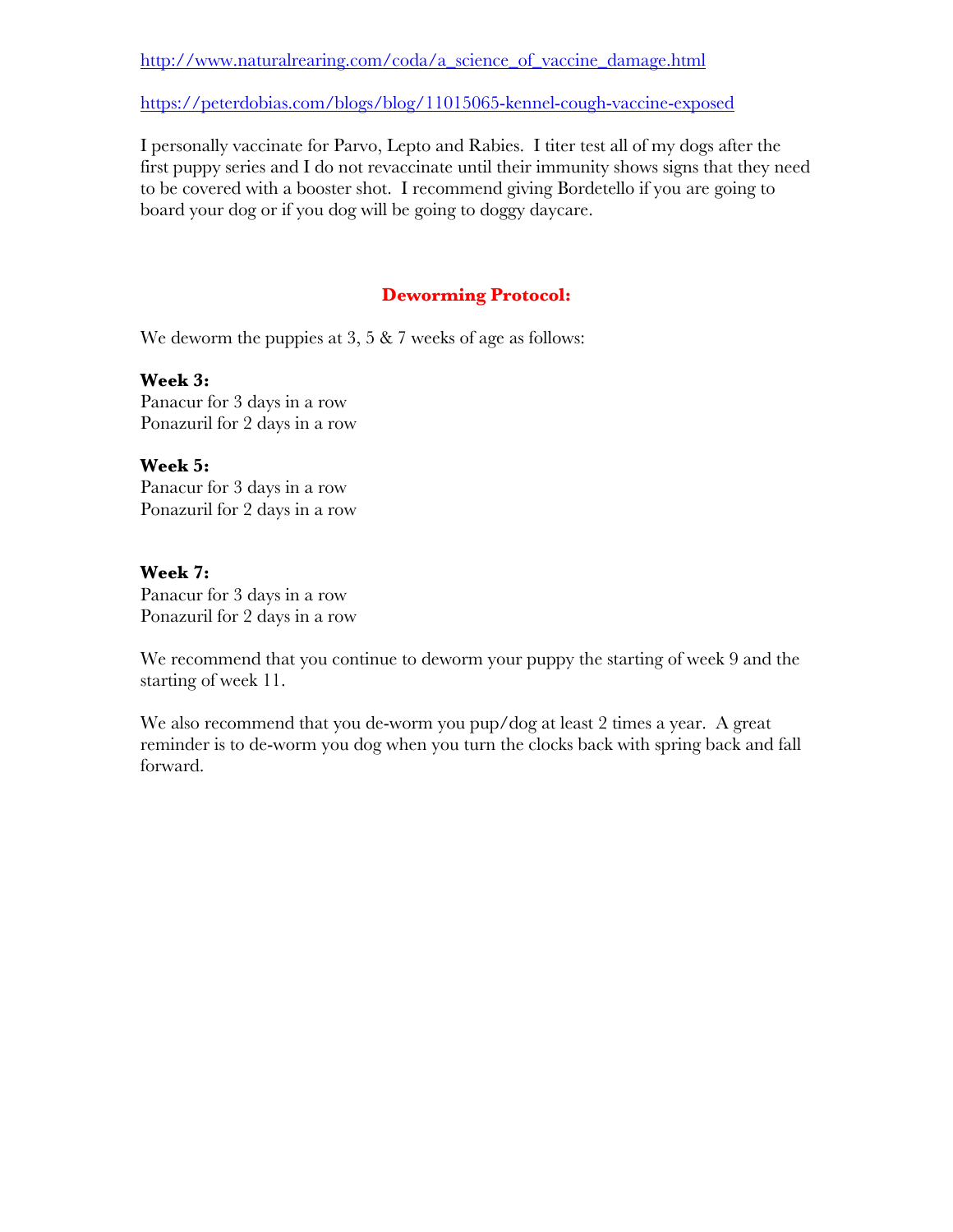http://www.naturalrearing.com/coda/a_science_of_vaccine_damage.html

https://peterdobias.com/blogs/blog/11015065-kennel-cough-vaccine-exposed

I personally vaccinate for Parvo, Lepto and Rabies. I titer test all of my dogs after the first puppy series and I do not revaccinate until their immunity shows signs that they need to be covered with a booster shot. I recommend giving Bordetello if you are going to board your dog or if you dog will be going to doggy daycare.

## Deworming Protocol:

We deworm the puppies at 3, 5 & 7 weeks of age as follows:

**Week 3:**
Panacur for 3 days in a row
Ponazuril for 2 days in a row

**Week 5:**
Panacur for 3 days in a row
Ponazuril for 2 days in a row

**Week 7:**
Panacur for 3 days in a row
Ponazuril for 2 days in a row

We recommend that you continue to deworm your puppy the starting of week 9 and the starting of week 11.

We also recommend that you de-worm you pup/dog at least 2 times a year. A great reminder is to de-worm you dog when you turn the clocks back with spring back and fall forward.